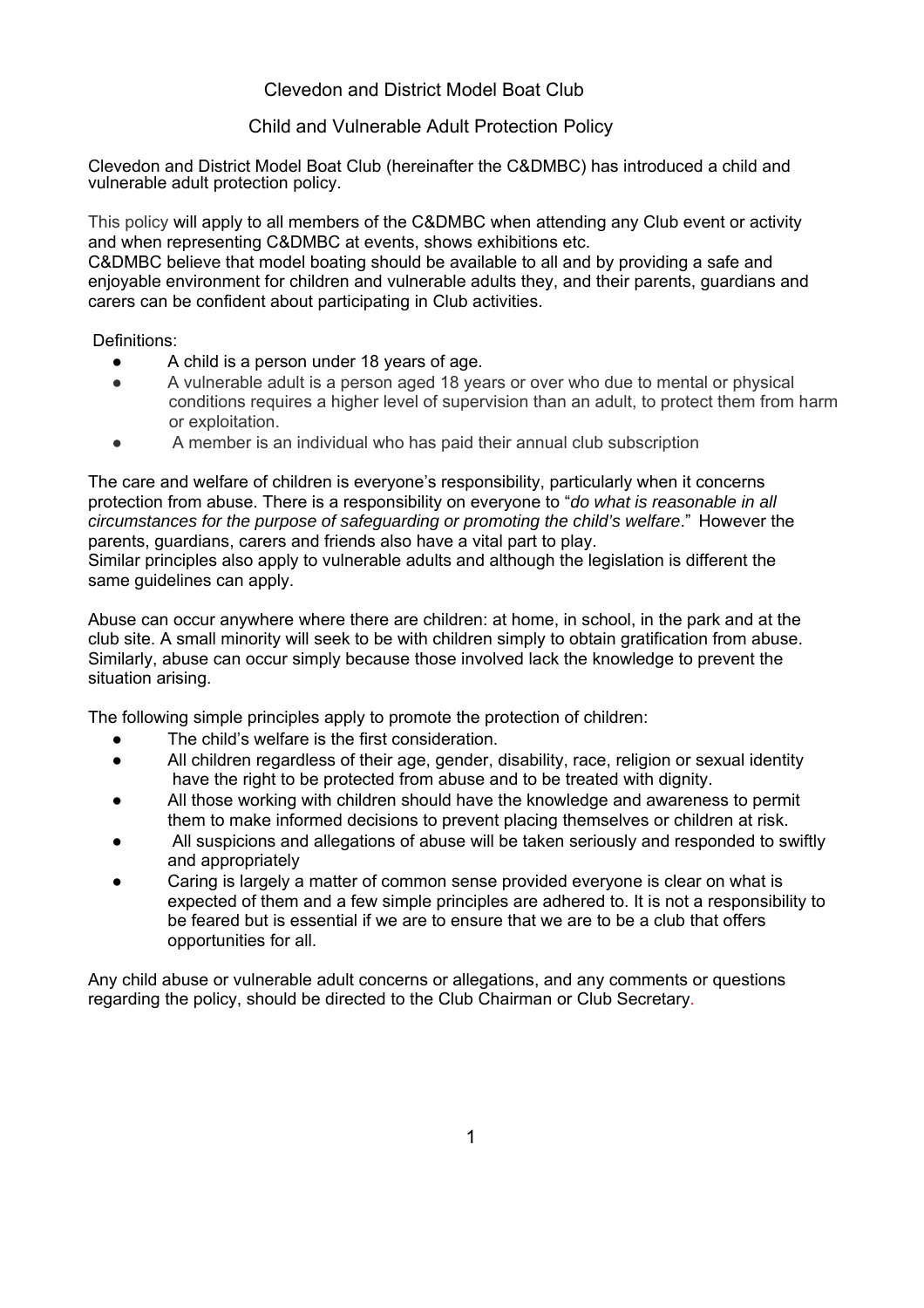# Clevedon and District Model Boat Club

## Child and Vulnerable Adult Protection Policy

Clevedon and District Model Boat Club (hereinafter the C&DMBC) has introduced a child and vulnerable adult protection policy.

This policy will apply to all members of the C&DMBC when attending any Club event or activity and when representing C&DMBC at events, shows exhibitions etc.
C&DMBC believe that model boating should be available to all and by providing a safe and enjoyable environment for children and vulnerable adults they, and their parents, guardians and carers can be confident about participating in Club activities.

Definitions:

- A child is a person under 18 years of age.
- A vulnerable adult is a person aged 18 years or over who due to mental or physical conditions requires a higher level of supervision than an adult, to protect them from harm or exploitation.
- A member is an individual who has paid their annual club subscription

The care and welfare of children is everyone's responsibility, particularly when it concerns protection from abuse. There is a responsibility on everyone to "*do what is reasonable in all circumstances for the purpose of safeguarding or promoting the child's welfare*." However the parents, guardians, carers and friends also have a vital part to play.
Similar principles also apply to vulnerable adults and although the legislation is different the same guidelines can apply.

Abuse can occur anywhere where there are children: at home, in school, in the park and at the club site. A small minority will seek to be with children simply to obtain gratification from abuse. Similarly, abuse can occur simply because those involved lack the knowledge to prevent the situation arising.

The following simple principles apply to promote the protection of children:

- The child's welfare is the first consideration.
- All children regardless of their age, gender, disability, race, religion or sexual identity have the right to be protected from abuse and to be treated with dignity.
- All those working with children should have the knowledge and awareness to permit them to make informed decisions to prevent placing themselves or children at risk.
- All suspicions and allegations of abuse will be taken seriously and responded to swiftly and appropriately
- Caring is largely a matter of common sense provided everyone is clear on what is expected of them and a few simple principles are adhered to. It is not a responsibility to be feared but is essential if we are to ensure that we are to be a club that offers opportunities for all.

Any child abuse or vulnerable adult concerns or allegations, and any comments or questions regarding the policy, should be directed to the Club Chairman or Club Secretary.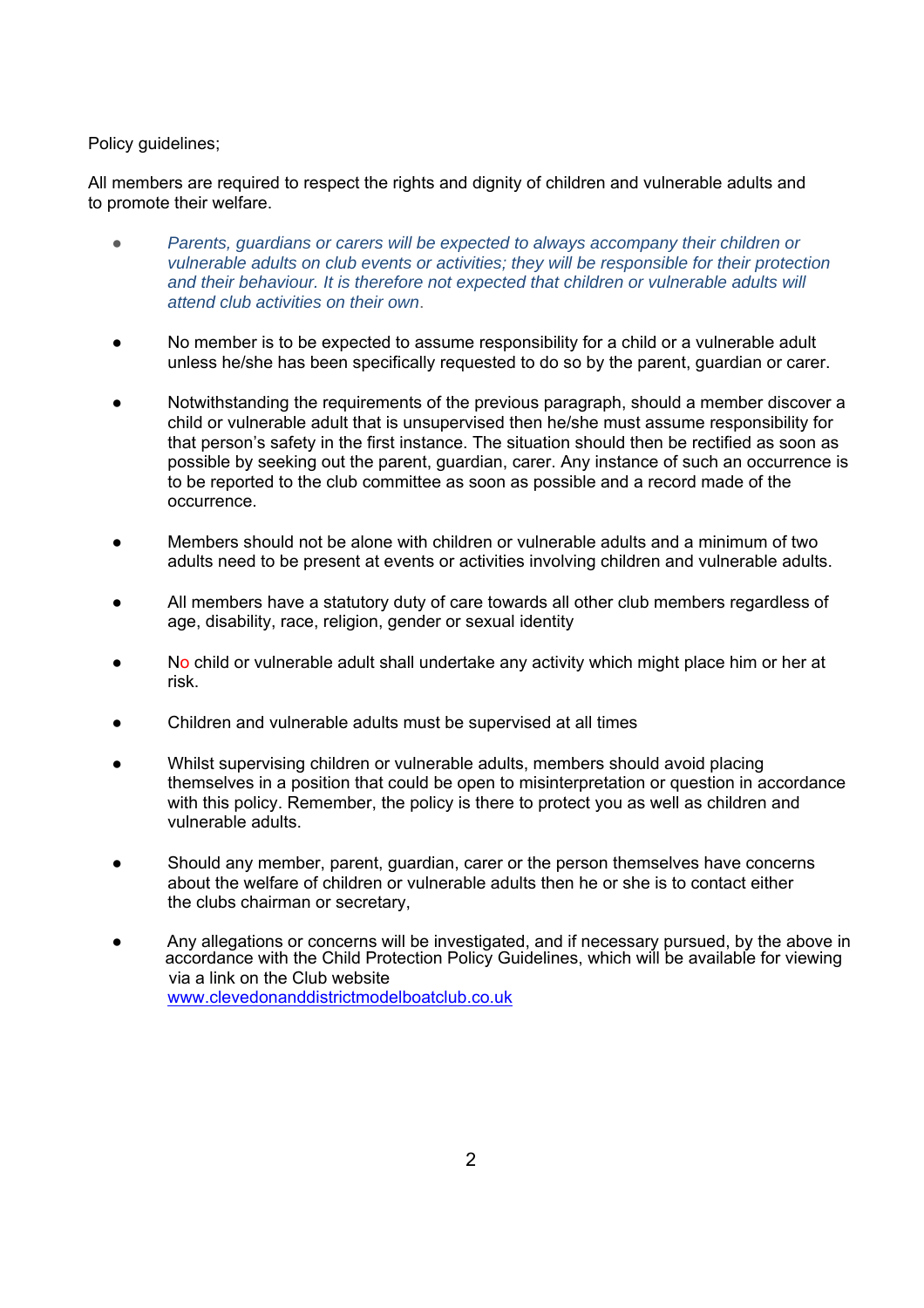Policy guidelines;

All members are required to respect the rights and dignity of children and vulnerable adults and to promote their welfare.

- *Parents, guardians or carers will be expected to always accompany their children or vulnerable adults on club events or activities; they will be responsible for their protection and their behaviour. It is therefore not expected that children or vulnerable adults will attend club activities on their own.*

- No member is to be expected to assume responsibility for a child or a vulnerable adult unless he/she has been specifically requested to do so by the parent, guardian or carer.

- Notwithstanding the requirements of the previous paragraph, should a member discover a child or vulnerable adult that is unsupervised then he/she must assume responsibility for that person's safety in the first instance. The situation should then be rectified as soon as possible by seeking out the parent, guardian, carer. Any instance of such an occurrence is to be reported to the club committee as soon as possible and a record made of the occurrence.

- Members should not be alone with children or vulnerable adults and a minimum of two adults need to be present at events or activities involving children and vulnerable adults.

- All members have a statutory duty of care towards all other club members regardless of age, disability, race, religion, gender or sexual identity

- No child or vulnerable adult shall undertake any activity which might place him or her at risk.

- Children and vulnerable adults must be supervised at all times

- Whilst supervising children or vulnerable adults, members should avoid placing themselves in a position that could be open to misinterpretation or question in accordance with this policy. Remember, the policy is there to protect you as well as children and vulnerable adults.

- Should any member, parent, guardian, carer or the person themselves have concerns about the welfare of children or vulnerable adults then he or she is to contact either the clubs chairman or secretary,

- Any allegations or concerns will be investigated, and if necessary pursued, by the above in accordance with the Child Protection Policy Guidelines, which will be available for viewing via a link on the Club website [www.clevedonanddistrictmodelboatclub.co.uk](http://www.clevedonanddistrictmodelboatclub.co.uk)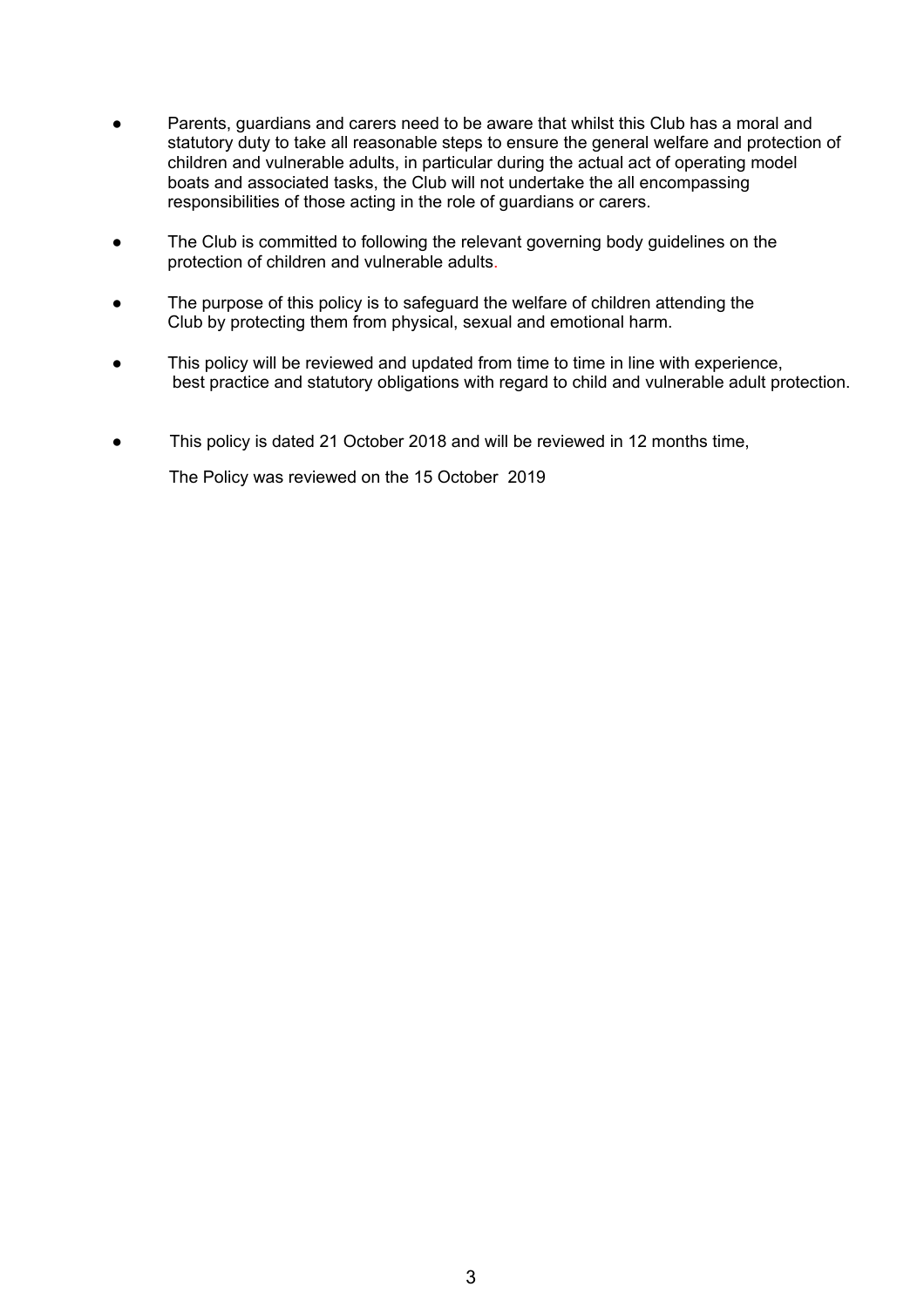- Parents, guardians and carers need to be aware that whilst this Club has a moral and statutory duty to take all reasonable steps to ensure the general welfare and protection of children and vulnerable adults, in particular during the actual act of operating model boats and associated tasks, the Club will not undertake the all encompassing responsibilities of those acting in the role of guardians or carers.

- The Club is committed to following the relevant governing body guidelines on the protection of children and vulnerable adults.

- The purpose of this policy is to safeguard the welfare of children attending the Club by protecting them from physical, sexual and emotional harm.

- This policy will be reviewed and updated from time to time in line with experience, best practice and statutory obligations with regard to child and vulnerable adult protection.

- This policy is dated 21 October 2018 and will be reviewed in 12 months time,

  The Policy was reviewed on the 15 October 2019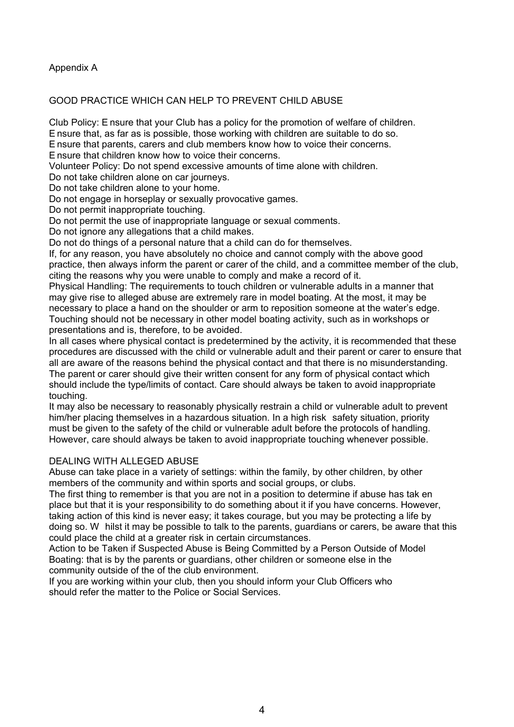Appendix A

## GOOD PRACTICE WHICH CAN HELP TO PREVENT CHILD ABUSE

Club Policy: Ensure that your Club has a policy for the promotion of welfare of children.
Ensure that, as far as is possible, those working with children are suitable to do so.
Ensure that parents, carers and club members know how to voice their concerns.
Ensure that children know how to voice their concerns.
Volunteer Policy: Do not spend excessive amounts of time alone with children.
Do not take children alone on car journeys.
Do not take children alone to your home.
Do not engage in horseplay or sexually provocative games.
Do not permit inappropriate touching.
Do not permit the use of inappropriate language or sexual comments.
Do not ignore any allegations that a child makes.
Do not do things of a personal nature that a child can do for themselves.
If, for any reason, you have absolutely no choice and cannot comply with the above good practice, then always inform the parent or carer of the child, and a committee member of the club, citing the reasons why you were unable to comply and make a record of it.
Physical Handling: The requirements to touch children or vulnerable adults in a manner that may give rise to alleged abuse are extremely rare in model boating. At the most, it may be necessary to place a hand on the shoulder or arm to reposition someone at the water's edge. Touching should not be necessary in other model boating activity, such as in workshops or presentations and is, therefore, to be avoided.
In all cases where physical contact is predetermined by the activity, it is recommended that these procedures are discussed with the child or vulnerable adult and their parent or carer to ensure that all are aware of the reasons behind the physical contact and that there is no misunderstanding. The parent or carer should give their written consent for any form of physical contact which should include the type/limits of contact. Care should always be taken to avoid inappropriate touching.
It may also be necessary to reasonably physically restrain a child or vulnerable adult to prevent him/her placing themselves in a hazardous situation. In a high risk safety situation, priority must be given to the safety of the child or vulnerable adult before the protocols of handling. However, care should always be taken to avoid inappropriate touching whenever possible.

## DEALING WITH ALLEGED ABUSE

Abuse can take place in a variety of settings: within the family, by other children, by other members of the community and within sports and social groups, or clubs.
The first thing to remember is that you are not in a position to determine if abuse has taken place but that it is your responsibility to do something about it if you have concerns. However, taking action of this kind is never easy; it takes courage, but you may be protecting a life by doing so. Whilst it may be possible to talk to the parents, guardians or carers, be aware that this could place the child at a greater risk in certain circumstances.
Action to be Taken if Suspected Abuse is Being Committed by a Person Outside of Model Boating: that is by the parents or guardians, other children or someone else in the community outside of the of the club environment.
If you are working within your club, then you should inform your Club Officers who should refer the matter to the Police or Social Services.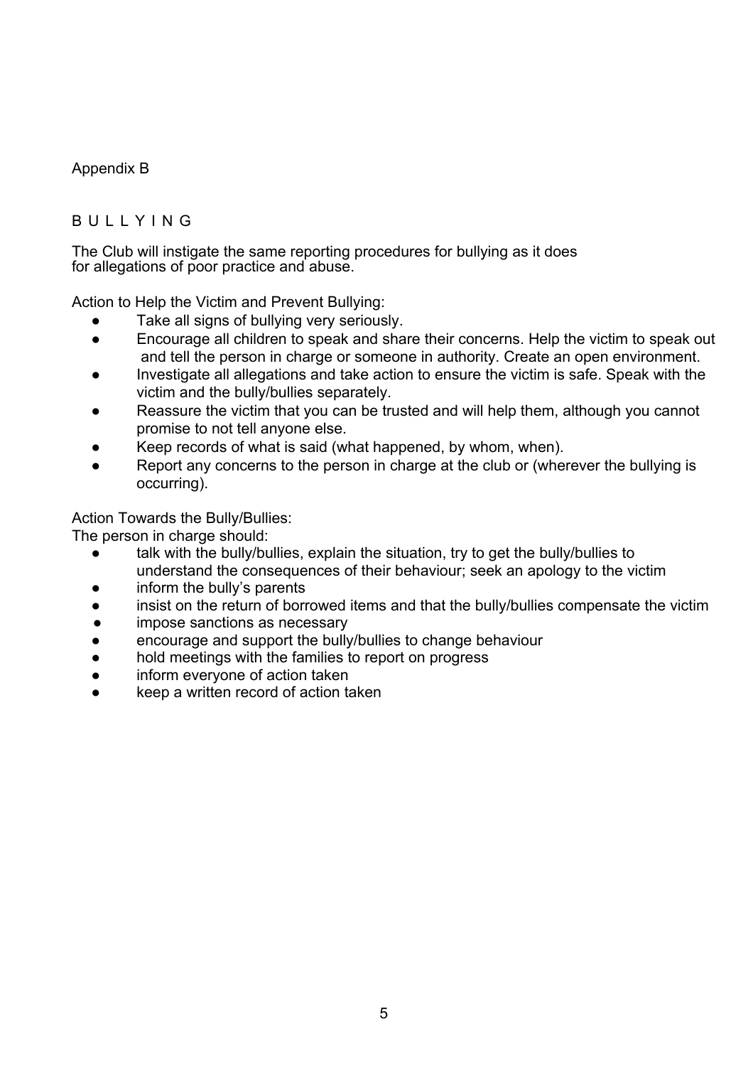Appendix B

# B U L L Y I N G

The Club will instigate the same reporting procedures for bullying as it does for allegations of poor practice and abuse.

Action to Help the Victim and Prevent Bullying:

- Take all signs of bullying very seriously.
- Encourage all children to speak and share their concerns. Help the victim to speak out and tell the person in charge or someone in authority. Create an open environment.
- Investigate all allegations and take action to ensure the victim is safe. Speak with the victim and the bully/bullies separately.
- Reassure the victim that you can be trusted and will help them, although you cannot promise to not tell anyone else.
- Keep records of what is said (what happened, by whom, when).
- Report any concerns to the person in charge at the club or (wherever the bullying is occurring).

Action Towards the Bully/Bullies:

The person in charge should:

- talk with the bully/bullies, explain the situation, try to get the bully/bullies to understand the consequences of their behaviour; seek an apology to the victim
- inform the bully's parents
- insist on the return of borrowed items and that the bully/bullies compensate the victim
- impose sanctions as necessary
- encourage and support the bully/bullies to change behaviour
- hold meetings with the families to report on progress
- inform everyone of action taken
- keep a written record of action taken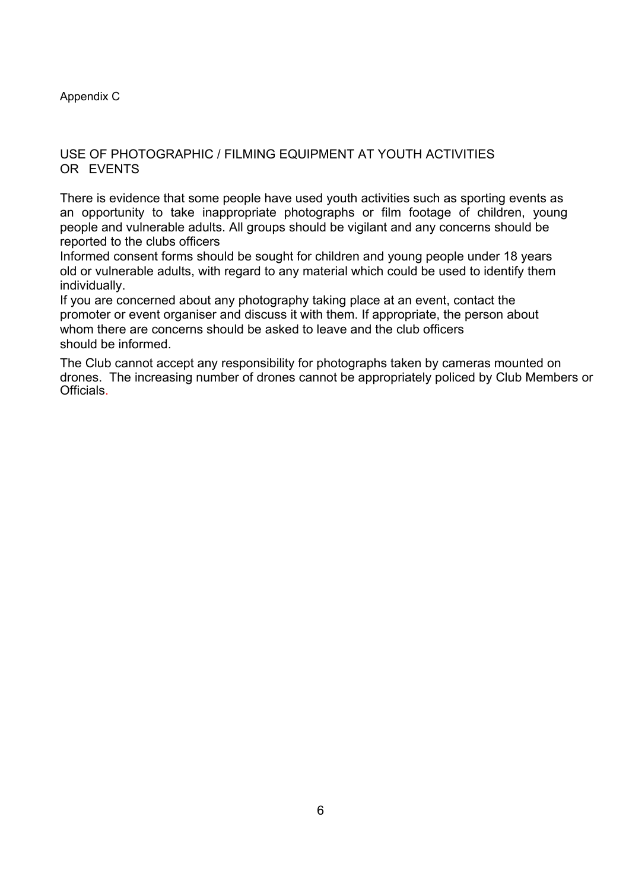Appendix C

## USE OF PHOTOGRAPHIC / FILMING EQUIPMENT AT YOUTH ACTIVITIES OR EVENTS

There is evidence that some people have used youth activities such as sporting events as an opportunity to take inappropriate photographs or film footage of children, young people and vulnerable adults. All groups should be vigilant and any concerns should be reported to the clubs officers

Informed consent forms should be sought for children and young people under 18 years old or vulnerable adults, with regard to any material which could be used to identify them individually.

If you are concerned about any photography taking place at an event, contact the promoter or event organiser and discuss it with them. If appropriate, the person about whom there are concerns should be asked to leave and the club officers should be informed.

The Club cannot accept any responsibility for photographs taken by cameras mounted on drones. The increasing number of drones cannot be appropriately policed by Club Members or Officials.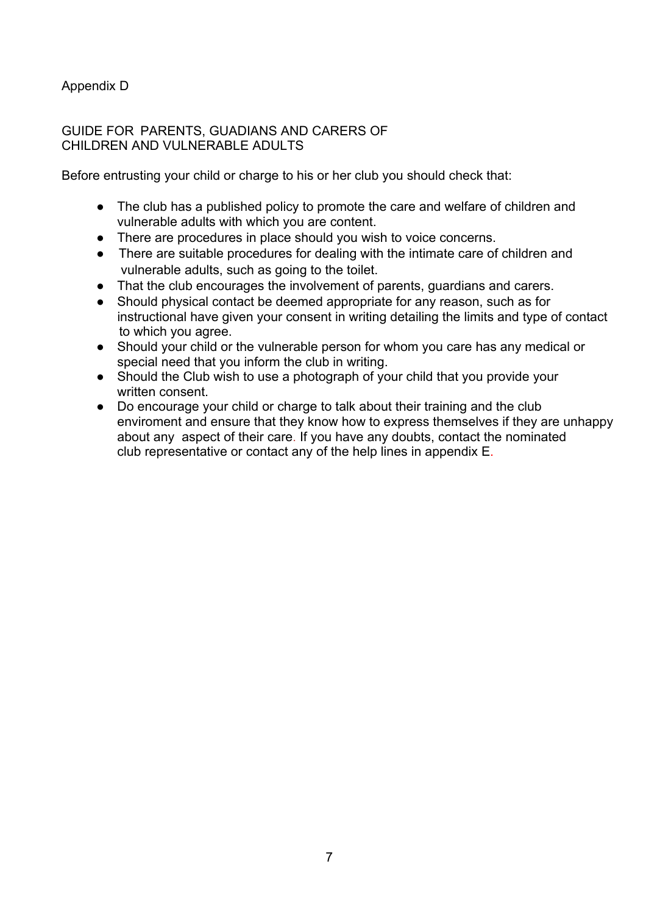Appendix D

GUIDE FOR PARENTS, GUADIANS AND CARERS OF
CHILDREN AND VULNERABLE ADULTS

Before entrusting your child or charge to his or her club you should check that:

- The club has a published policy to promote the care and welfare of children and vulnerable adults with which you are content.
- There are procedures in place should you wish to voice concerns.
- There are suitable procedures for dealing with the intimate care of children and vulnerable adults, such as going to the toilet.
- That the club encourages the involvement of parents, guardians and carers.
- Should physical contact be deemed appropriate for any reason, such as for instructional have given your consent in writing detailing the limits and type of contact to which you agree.
- Should your child or the vulnerable person for whom you care has any medical or special need that you inform the club in writing.
- Should the Club wish to use a photograph of your child that you provide your written consent.
- Do encourage your child or charge to talk about their training and the club enviroment and ensure that they know how to express themselves if they are unhappy about any aspect of their care. If you have any doubts, contact the nominated club representative or contact any of the help lines in appendix E.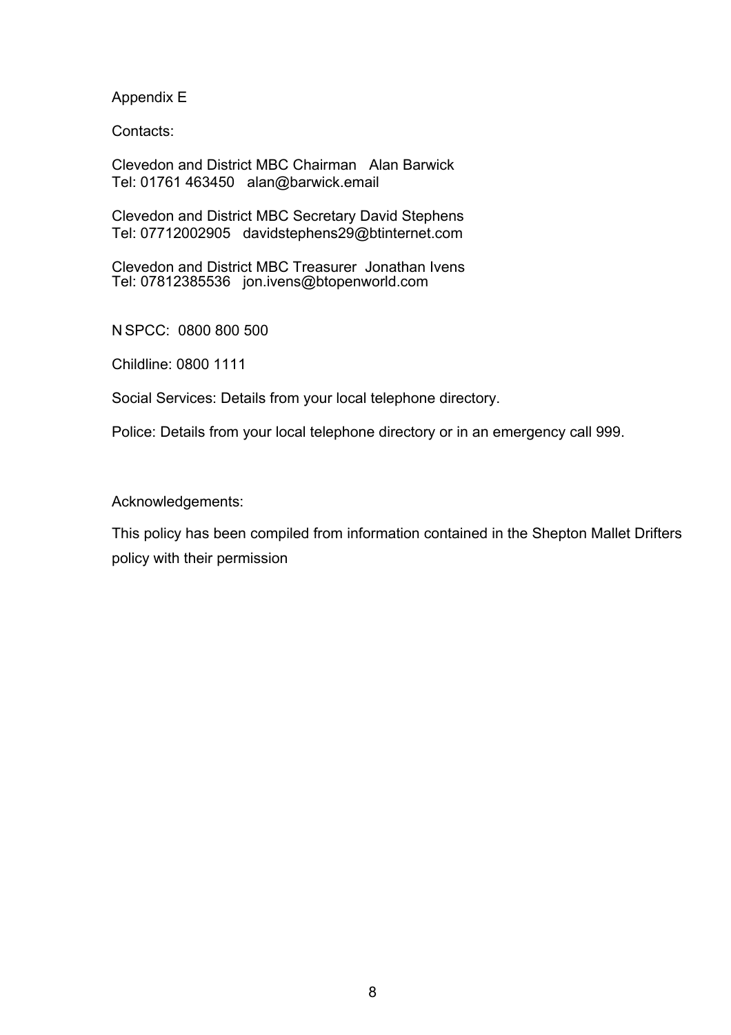Appendix E

Contacts:

Clevedon and District MBC Chairman Alan Barwick
Tel: 01761 463450 alan@barwick.email

Clevedon and District MBC Secretary David Stephens
Tel: 07712002905 davidstephens29@btinternet.com

Clevedon and District MBC Treasurer Jonathan Ivens
Tel: 07812385536 jon.ivens@btopenworld.com

N SPCC: 0800 800 500

Childline: 0800 1111

Social Services: Details from your local telephone directory.

Police: Details from your local telephone directory or in an emergency call 999.

Acknowledgements:

This policy has been compiled from information contained in the Shepton Mallet Drifters policy with their permission